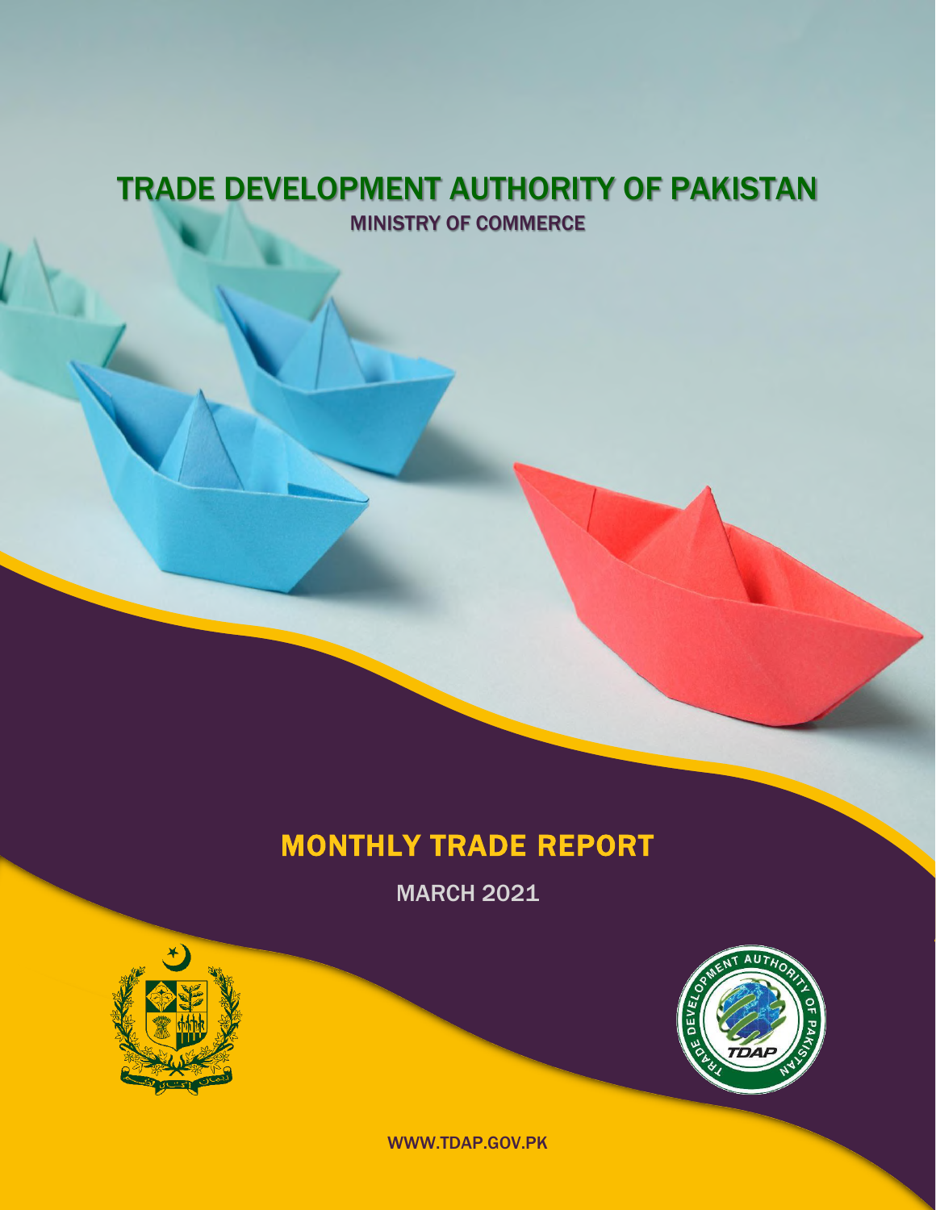# TRADE DEVELOPMENT AUTHORITY OF PAKISTAN

MINISTRY OF COMMERCE

# MONTHLY TRADE REPORT

MARCH 2021

WWW.TDAP.GOV.PK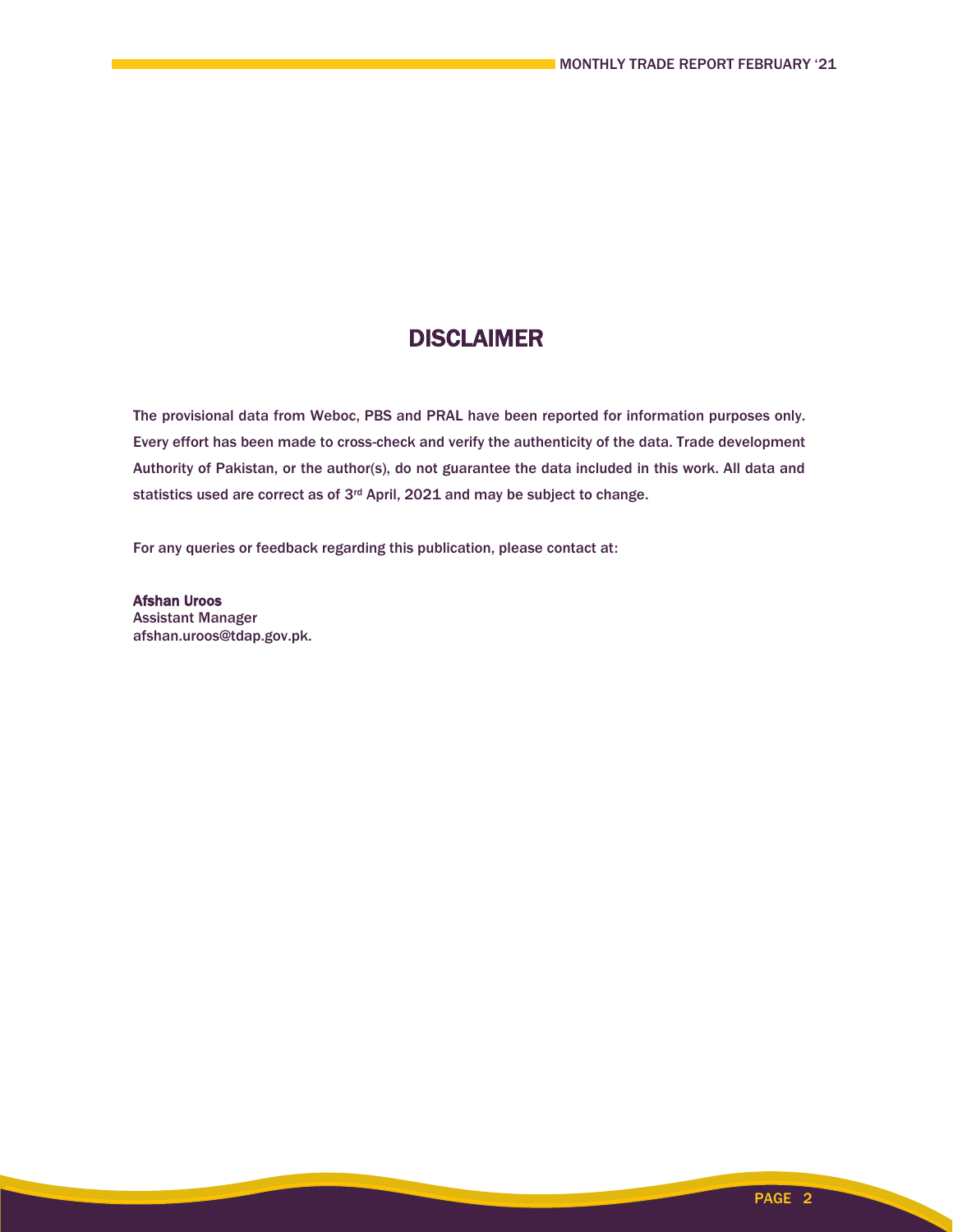# DISCLAIMER

The provisional data from Weboc, PBS and PRAL have been reported for information purposes only. Every effort has been made to cross-check and verify the authenticity of the data. Trade development Authority of Pakistan, or the author(s), do not guarantee the data included in this work. All data and statistics used are correct as of 3rd April, 2021 and may be subject to change.

For any queries or feedback regarding this publication, please contact at:

**Afshan Uroos**
Assistant Manager
afshan.uroos@tdap.gov.pk.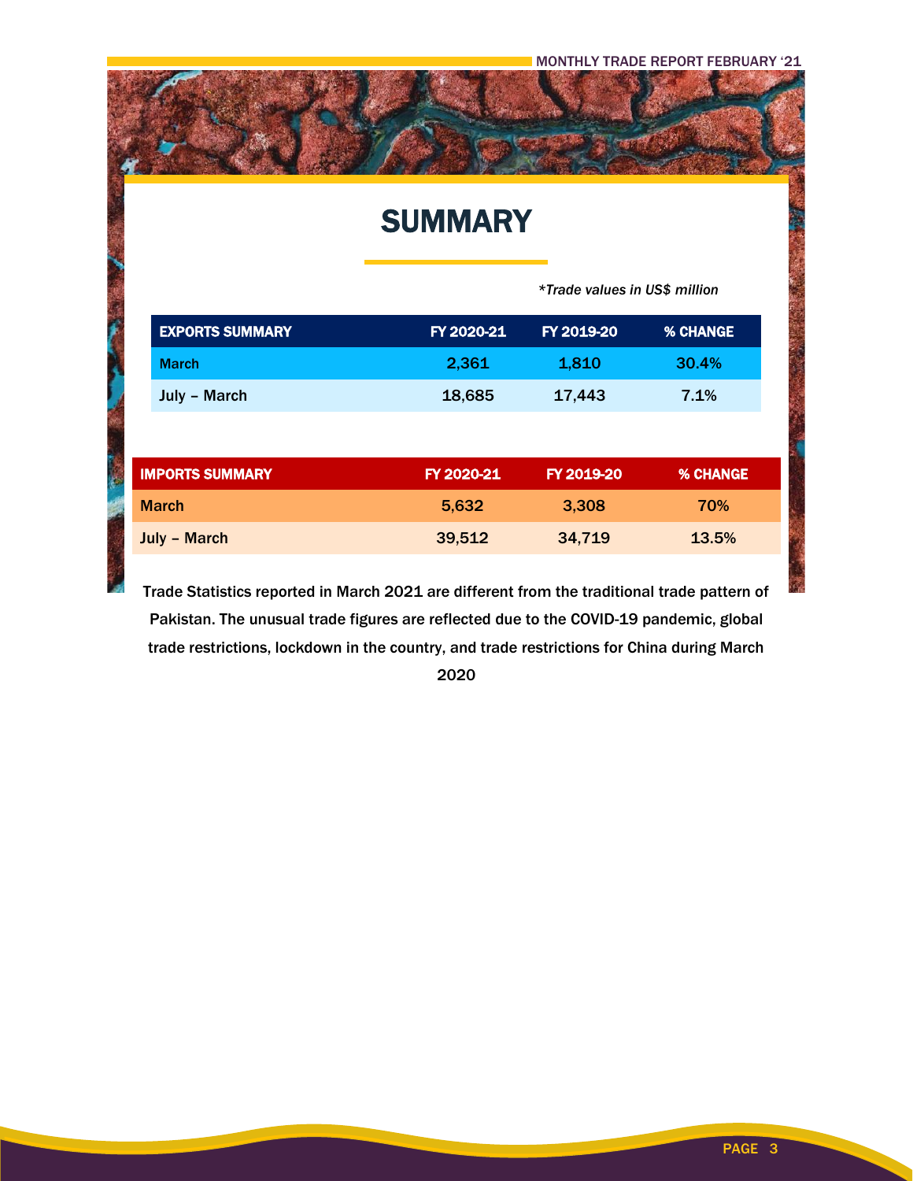# SUMMARY

*\*Trade values in US$ million*

| EXPORTS SUMMARY | FY 2020-21 | FY 2019-20 | % CHANGE |
|---|---|---|---|
| March | 2,361 | 1,810 | 30.4% |
| July – March | 18,685 | 17,443 | 7.1% |

| IMPORTS SUMMARY | FY 2020-21 | FY 2019-20 | % CHANGE |
|---|---|---|---|
| March | 5,632 | 3,308 | 70% |
| July – March | 39,512 | 34,719 | 13.5% |

Trade Statistics reported in March 2021 are different from the traditional trade pattern of Pakistan. The unusual trade figures are reflected due to the COVID-19 pandemic, global trade restrictions, lockdown in the country, and trade restrictions for China during March 2020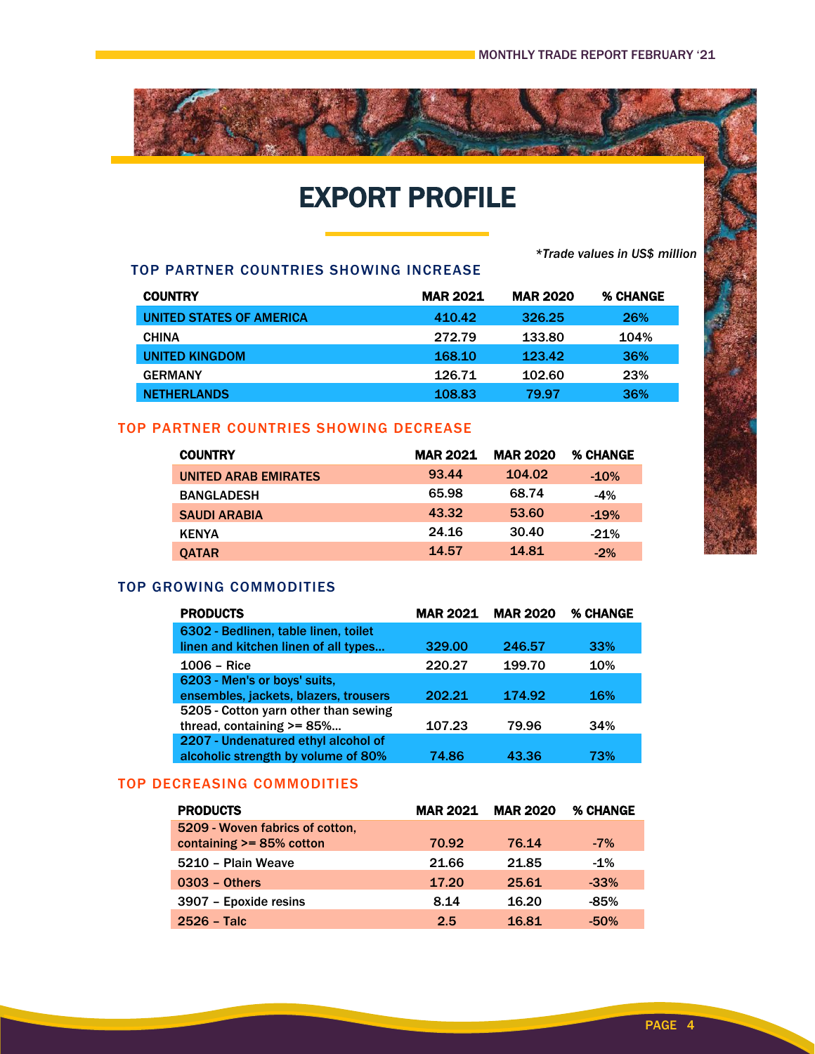# EXPORT PROFILE

*\*Trade values in US$ million*

### TOP PARTNER COUNTRIES SHOWING INCREASE

| COUNTRY | MAR 2021 | MAR 2020 | % CHANGE |
|---|---|---|---|
| UNITED STATES OF AMERICA | 410.42 | 326.25 | 26% |
| CHINA | 272.79 | 133.80 | 104% |
| UNITED KINGDOM | 168.10 | 123.42 | 36% |
| GERMANY | 126.71 | 102.60 | 23% |
| NETHERLANDS | 108.83 | 79.97 | 36% |

### TOP PARTNER COUNTRIES SHOWING DECREASE

| COUNTRY | MAR 2021 | MAR 2020 | % CHANGE |
|---|---|---|---|
| UNITED ARAB EMIRATES | 93.44 | 104.02 | -10% |
| BANGLADESH | 65.98 | 68.74 | -4% |
| SAUDI ARABIA | 43.32 | 53.60 | -19% |
| KENYA | 24.16 | 30.40 | -21% |
| QATAR | 14.57 | 14.81 | -2% |

### TOP GROWING COMMODITIES

| PRODUCTS | MAR 2021 | MAR 2020 | % CHANGE |
|---|---|---|---|
| 6302 - Bedlinen, table linen, toilet linen and kitchen linen of all types... | 329.00 | 246.57 | 33% |
| 1006 – Rice | 220.27 | 199.70 | 10% |
| 6203 - Men's or boys' suits, ensembles, jackets, blazers, trousers | 202.21 | 174.92 | 16% |
| 5205 - Cotton yarn other than sewing thread, containing >= 85%... | 107.23 | 79.96 | 34% |
| 2207 - Undenatured ethyl alcohol of alcoholic strength by volume of 80% | 74.86 | 43.36 | 73% |

### TOP DECREASING COMMODITIES

| PRODUCTS | MAR 2021 | MAR 2020 | % CHANGE |
|---|---|---|---|
| 5209 - Woven fabrics of cotton, containing >= 85% cotton | 70.92 | 76.14 | -7% |
| 5210 – Plain Weave | 21.66 | 21.85 | -1% |
| 0303 – Others | 17.20 | 25.61 | -33% |
| 3907 – Epoxide resins | 8.14 | 16.20 | -85% |
| 2526 – Talc | 2.5 | 16.81 | -50% |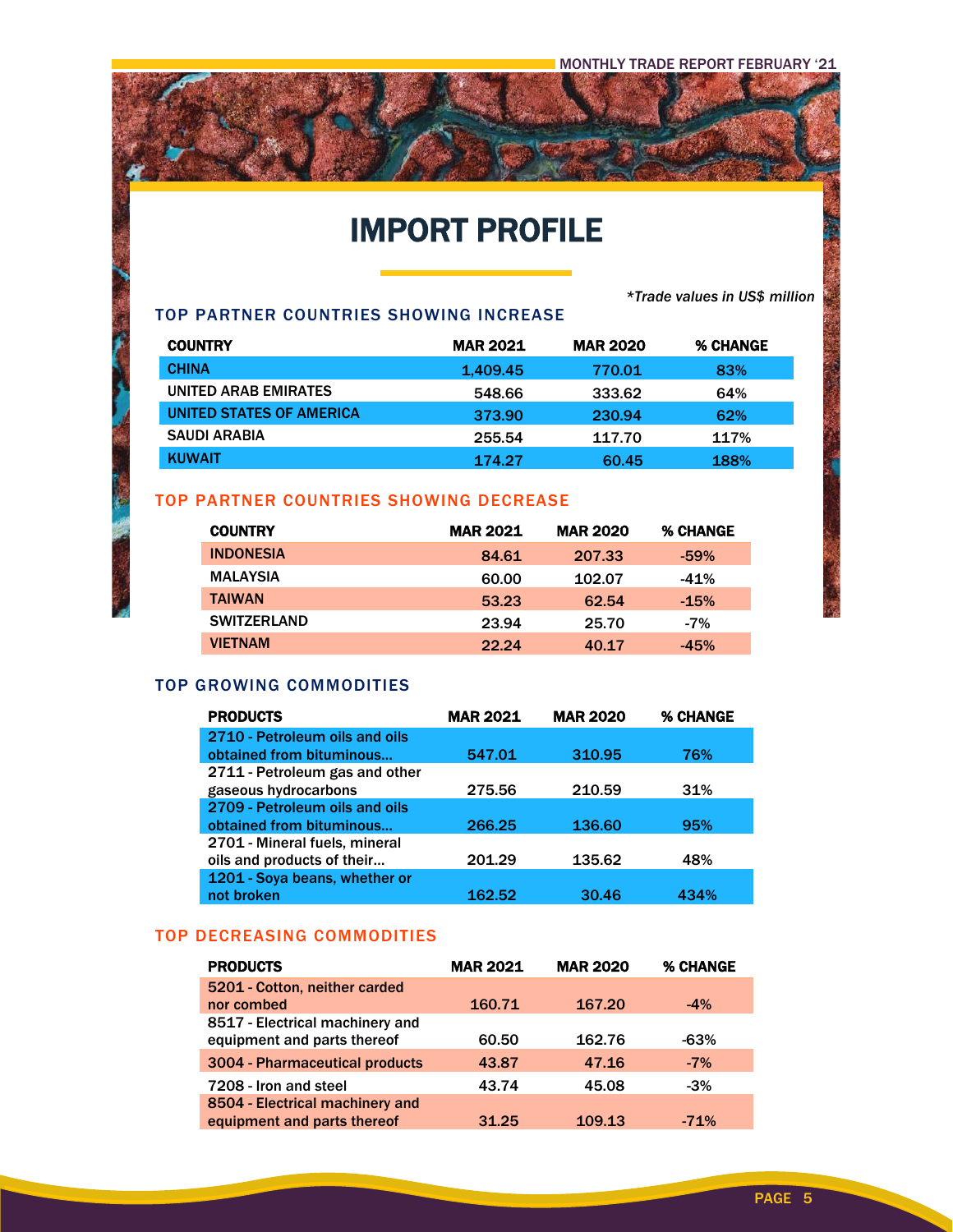# IMPORT PROFILE

*\*Trade values in US$ million*

## TOP PARTNER COUNTRIES SHOWING INCREASE

| COUNTRY | MAR 2021 | MAR 2020 | % CHANGE |
|---|---|---|---|
| CHINA | 1,409.45 | 770.01 | 83% |
| UNITED ARAB EMIRATES | 548.66 | 333.62 | 64% |
| UNITED STATES OF AMERICA | 373.90 | 230.94 | 62% |
| SAUDI ARABIA | 255.54 | 117.70 | 117% |
| KUWAIT | 174.27 | 60.45 | 188% |

## TOP PARTNER COUNTRIES SHOWING DECREASE

| COUNTRY | MAR 2021 | MAR 2020 | % CHANGE |
|---|---|---|---|
| INDONESIA | 84.61 | 207.33 | -59% |
| MALAYSIA | 60.00 | 102.07 | -41% |
| TAIWAN | 53.23 | 62.54 | -15% |
| SWITZERLAND | 23.94 | 25.70 | -7% |
| VIETNAM | 22.24 | 40.17 | -45% |

## TOP GROWING COMMODITIES

| PRODUCTS | MAR 2021 | MAR 2020 | % CHANGE |
|---|---|---|---|
| 2710 - Petroleum oils and oils obtained from bituminous... | 547.01 | 310.95 | 76% |
| 2711 - Petroleum gas and other gaseous hydrocarbons | 275.56 | 210.59 | 31% |
| 2709 - Petroleum oils and oils obtained from bituminous... | 266.25 | 136.60 | 95% |
| 2701 - Mineral fuels, mineral oils and products of their... | 201.29 | 135.62 | 48% |
| 1201 - Soya beans, whether or not broken | 162.52 | 30.46 | 434% |

## TOP DECREASING COMMODITIES

| PRODUCTS | MAR 2021 | MAR 2020 | % CHANGE |
|---|---|---|---|
| 5201 - Cotton, neither carded nor combed | 160.71 | 167.20 | -4% |
| 8517 - Electrical machinery and equipment and parts thereof | 60.50 | 162.76 | -63% |
| 3004 - Pharmaceutical products | 43.87 | 47.16 | -7% |
| 7208 - Iron and steel | 43.74 | 45.08 | -3% |
| 8504 - Electrical machinery and equipment and parts thereof | 31.25 | 109.13 | -71% |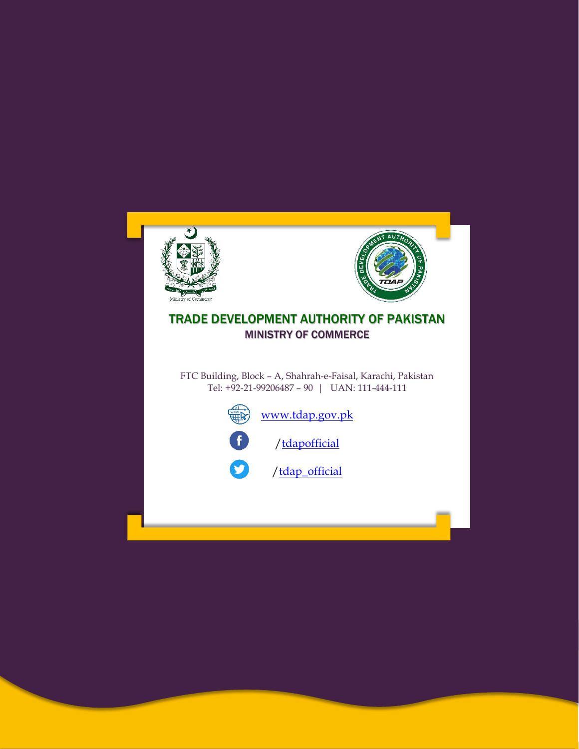Ministry of Commerce

# TRADE DEVELOPMENT AUTHORITY OF PAKISTAN

## MINISTRY OF COMMERCE

FTC Building, Block – A, Shahrah-e-Faisal, Karachi, Pakistan
Tel: +92-21-99206487 – 90 | UAN: 111-444-111

www.tdap.gov.pk

/tdapofficial

/tdap_official